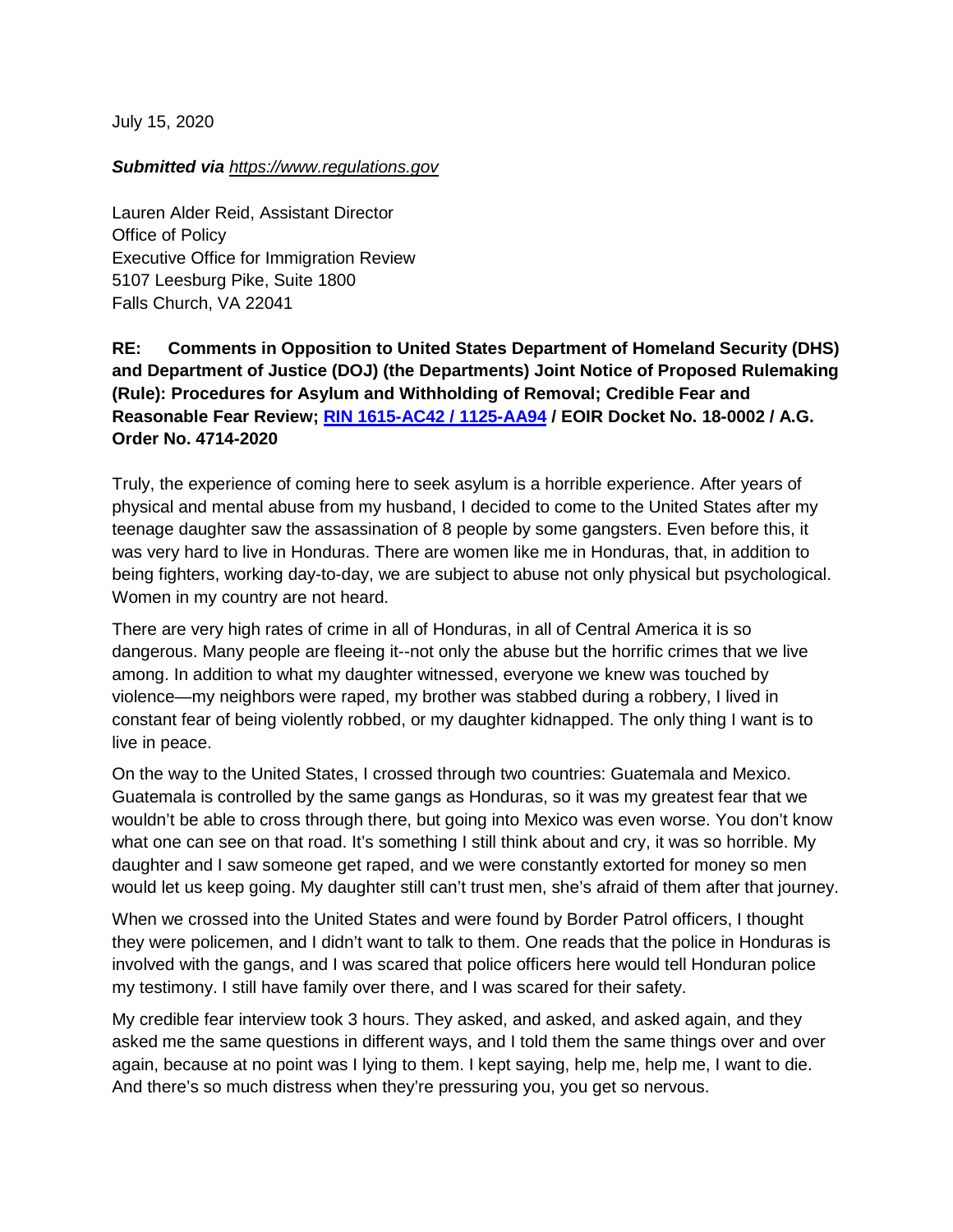July 15, 2020

***Submitted via** [https://www.regulations.gov](https://www.regulations.gov)*

Lauren Alder Reid, Assistant Director
Office of Policy
Executive Office for Immigration Review
5107 Leesburg Pike, Suite 1800
Falls Church, VA 22041

**RE: Comments in Opposition to United States Department of Homeland Security (DHS) and Department of Justice (DOJ) (the Departments) Joint Notice of Proposed Rulemaking (Rule): Procedures for Asylum and Withholding of Removal; Credible Fear and Reasonable Fear Review; RIN 1615-AC42 / 1125-AA94 / EOIR Docket No. 18-0002 / A.G. Order No. 4714-2020**

Truly, the experience of coming here to seek asylum is a horrible experience. After years of physical and mental abuse from my husband, I decided to come to the United States after my teenage daughter saw the assassination of 8 people by some gangsters. Even before this, it was very hard to live in Honduras. There are women like me in Honduras, that, in addition to being fighters, working day-to-day, we are subject to abuse not only physical but psychological. Women in my country are not heard.

There are very high rates of crime in all of Honduras, in all of Central America it is so dangerous. Many people are fleeing it--not only the abuse but the horrific crimes that we live among. In addition to what my daughter witnessed, everyone we knew was touched by violence—my neighbors were raped, my brother was stabbed during a robbery, I lived in constant fear of being violently robbed, or my daughter kidnapped. The only thing I want is to live in peace.

On the way to the United States, I crossed through two countries: Guatemala and Mexico. Guatemala is controlled by the same gangs as Honduras, so it was my greatest fear that we wouldn't be able to cross through there, but going into Mexico was even worse. You don't know what one can see on that road. It's something I still think about and cry, it was so horrible. My daughter and I saw someone get raped, and we were constantly extorted for money so men would let us keep going. My daughter still can't trust men, she's afraid of them after that journey.

When we crossed into the United States and were found by Border Patrol officers, I thought they were policemen, and I didn't want to talk to them. One reads that the police in Honduras is involved with the gangs, and I was scared that police officers here would tell Honduran police my testimony. I still have family over there, and I was scared for their safety.

My credible fear interview took 3 hours. They asked, and asked, and asked again, and they asked me the same questions in different ways, and I told them the same things over and over again, because at no point was I lying to them. I kept saying, help me, help me, I want to die. And there's so much distress when they're pressuring you, you get so nervous.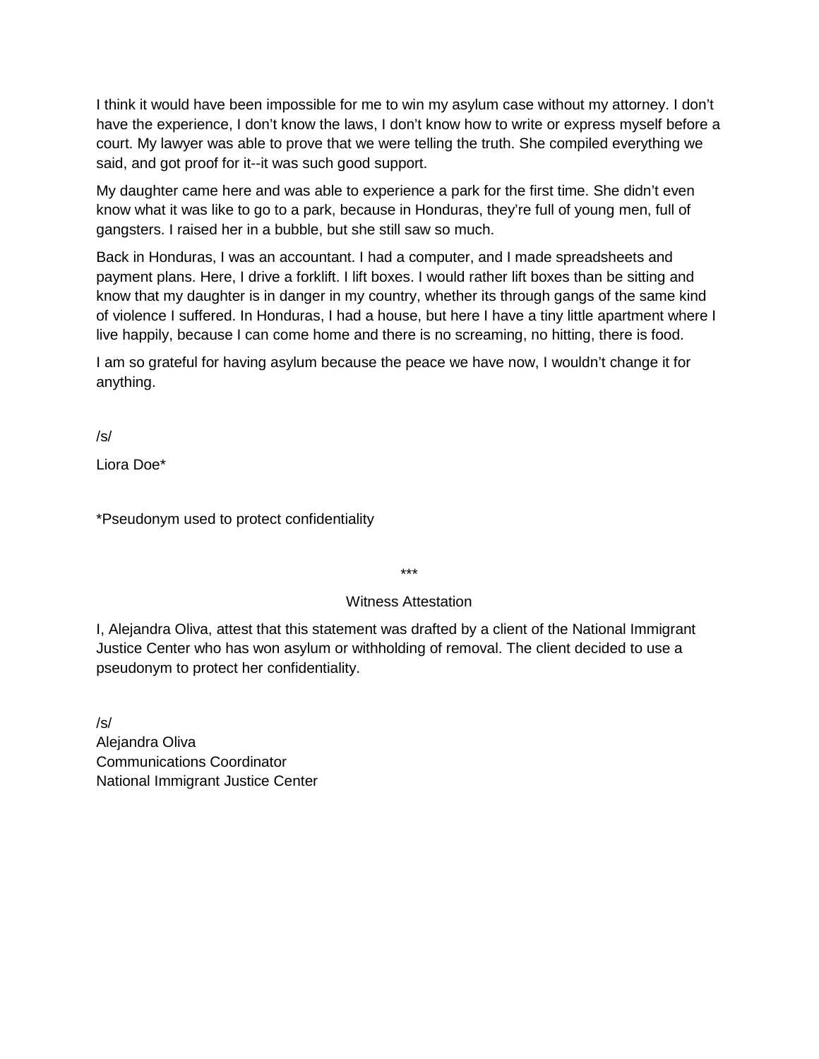I think it would have been impossible for me to win my asylum case without my attorney. I don't have the experience, I don't know the laws, I don't know how to write or express myself before a court. My lawyer was able to prove that we were telling the truth. She compiled everything we said, and got proof for it--it was such good support.

My daughter came here and was able to experience a park for the first time. She didn't even know what it was like to go to a park, because in Honduras, they're full of young men, full of gangsters. I raised her in a bubble, but she still saw so much.

Back in Honduras, I was an accountant. I had a computer, and I made spreadsheets and payment plans. Here, I drive a forklift. I lift boxes. I would rather lift boxes than be sitting and know that my daughter is in danger in my country, whether its through gangs of the same kind of violence I suffered. In Honduras, I had a house, but here I have a tiny little apartment where I live happily, because I can come home and there is no screaming, no hitting, there is food.

I am so grateful for having asylum because the peace we have now, I wouldn't change it for anything.

/s/

Liora Doe*

*Pseudonym used to protect confidentiality

***

Witness Attestation

I, Alejandra Oliva, attest that this statement was drafted by a client of the National Immigrant Justice Center who has won asylum or withholding of removal. The client decided to use a pseudonym to protect her confidentiality.

/s/
Alejandra Oliva
Communications Coordinator
National Immigrant Justice Center